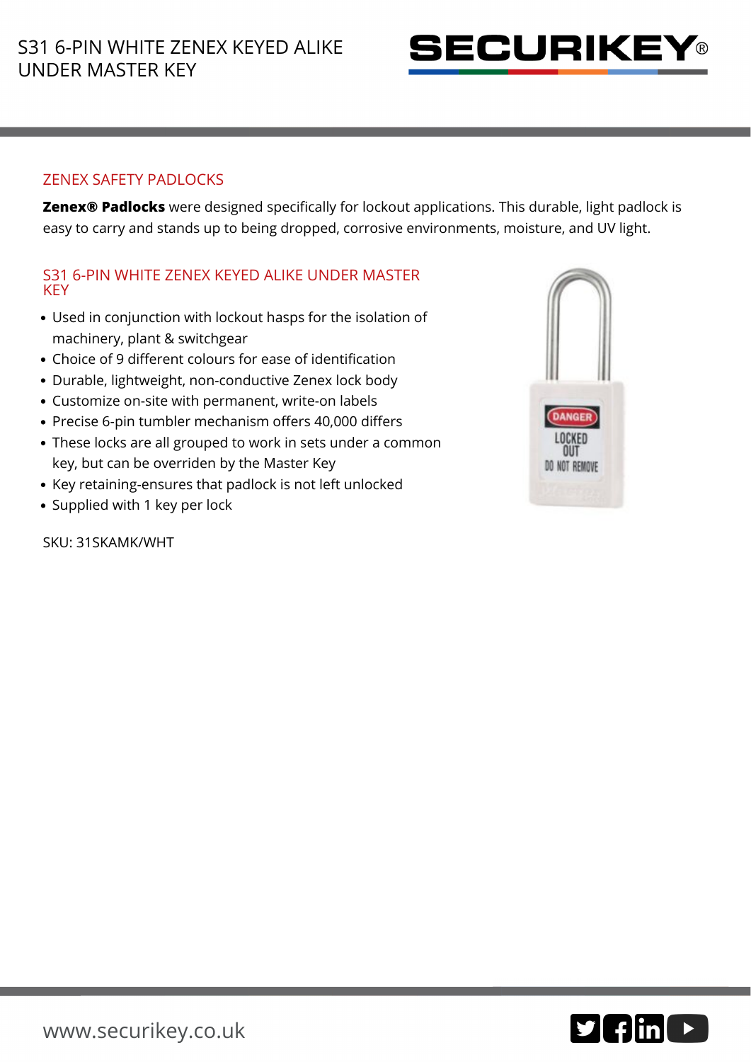# S31 6-PIN WHITE ZENEX KEYED ALIKE UNDER MASTER KEY

## ZENEX SAFETY PADLOCKS

**Zenex® Padlocks** were designed specifically for lockout applications. This durable, light padlock is easy to carry and stands up to being dropped, corrosive environments, moisture, and UV light.

## S31 6-PIN WHITE ZENEX KEYED ALIKE UNDER MASTER KEY

- Used in conjunction with lockout hasps for the isolation of machinery, plant & switchgear
- Choice of 9 different colours for ease of identification
- Durable, lightweight, non-conductive Zenex lock body
- Customize on-site with permanent, write-on labels
- Precise 6-pin tumbler mechanism offers 40,000 differs
- These locks are all grouped to work in sets under a common key, but can be overriden by the Master Key
- Key retaining-ensures that padlock is not left unlocked
- Supplied with 1 key per lock

SKU: 31SKAMK/WHT

www.securikey.co.uk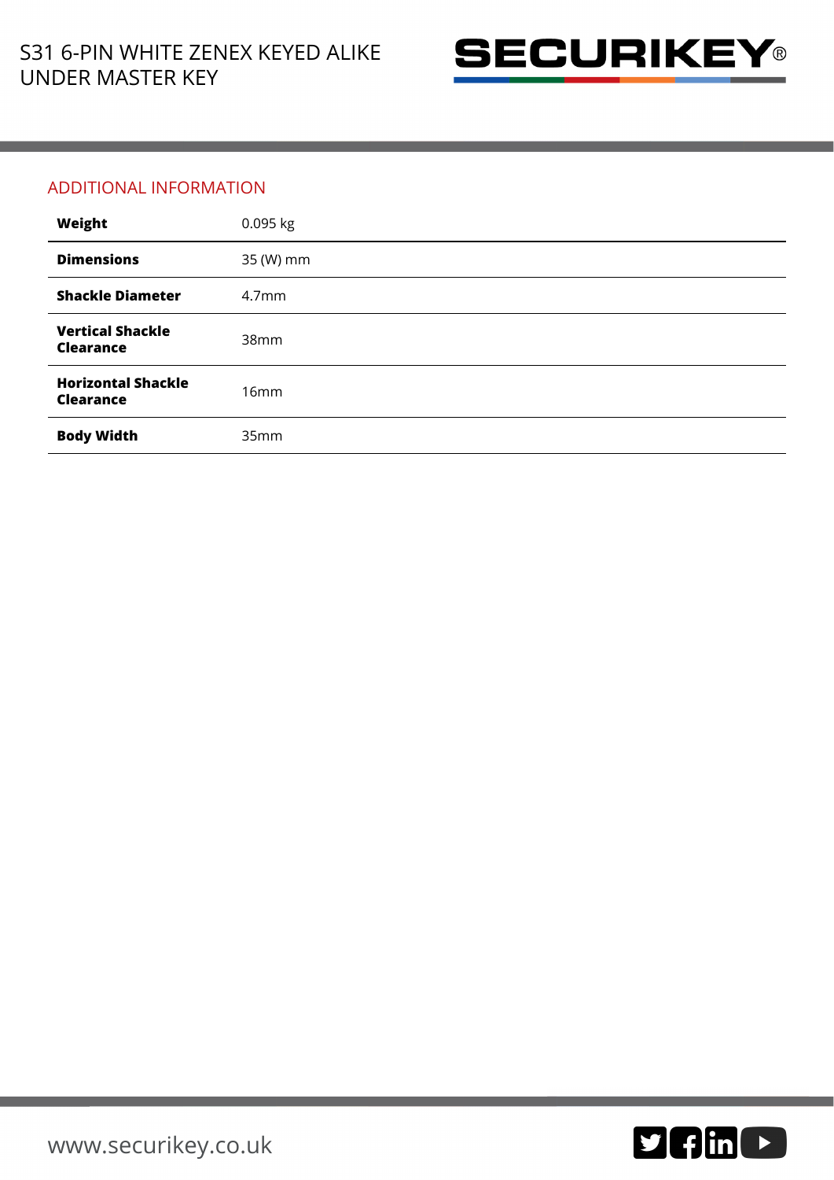## ADDITIONAL INFORMATION

| | |
|---|---|
| **Weight** | 0.095 kg |
| **Dimensions** | 35 (W) mm |
| **Shackle Diameter** | 4.7mm |
| **Vertical Shackle Clearance** | 38mm |
| **Horizontal Shackle Clearance** | 16mm |
| **Body Width** | 35mm |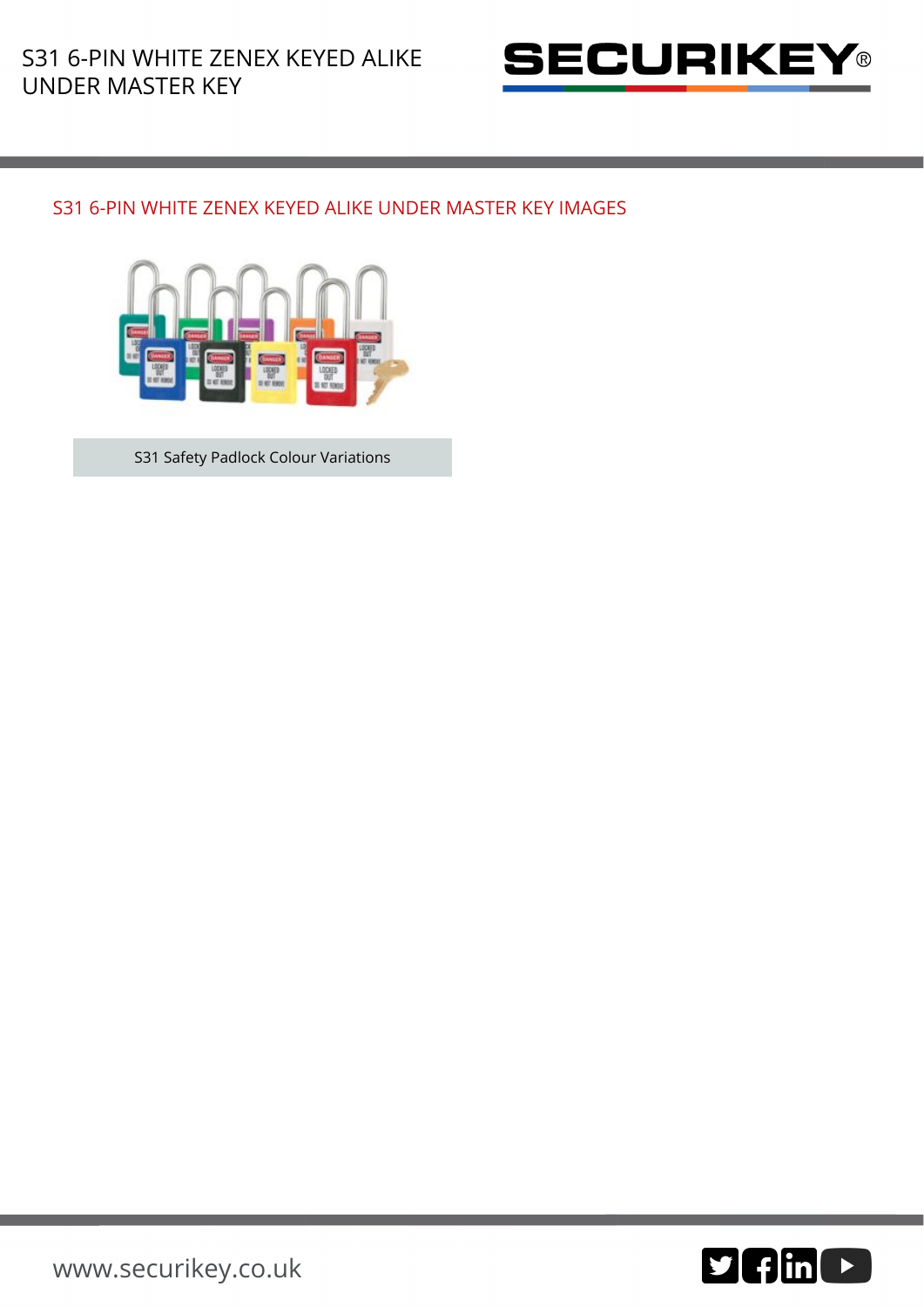## S31 6-PIN WHITE ZENEX KEYED ALIKE UNDER MASTER KEY IMAGES

S31 Safety Padlock Colour Variations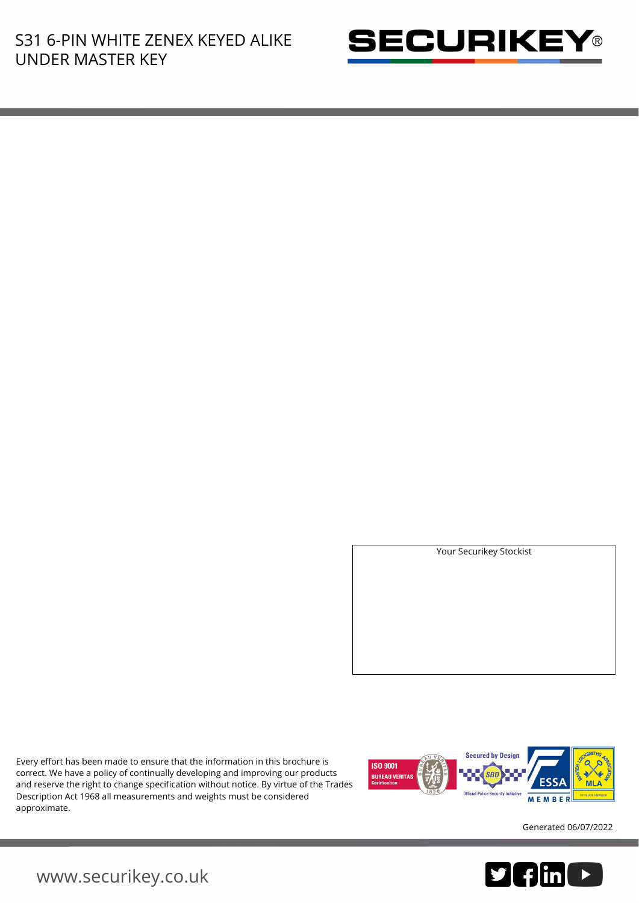# S31 6-PIN WHITE ZENEX KEYED ALIKE UNDER MASTER KEY

Your Securikey Stockist

Every effort has been made to ensure that the information in this brochure is correct. We have a policy of continually developing and improving our products and reserve the right to change specification without notice. By virtue of the Trades Description Act 1968 all measurements and weights must be considered approximate.

Generated 06/07/2022

www.securikey.co.uk